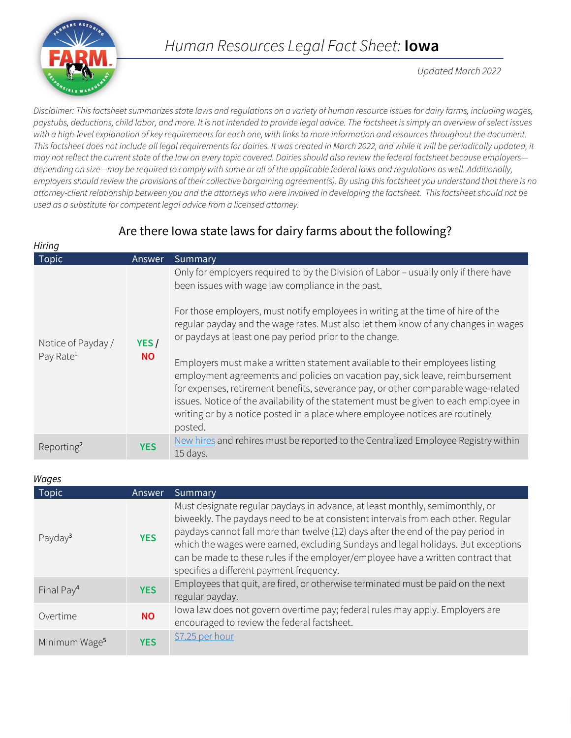# *Human Resources Legal Fact Sheet:* **Iowa**

*Updated March 2022*

*Disclaimer: This factsheet summarizes state laws and regulations on a variety of human resource issues for dairy farms, including wages, paystubs, deductions, child labor, and more. It is not intended to provide legal advice. The factsheet is simply an overview of select issues with a high-level explanation of key requirements for each one, with links to more information and resources throughout the document. This factsheet does not include all legal requirements for dairies. It was created in March 2022, and while it will be periodically updated, it may not reflect the current state of the law on every topic covered. Dairies should also review the federal factsheet because employers—depending on size—may be required to comply with some or all of the applicable federal laws and regulations as well. Additionally, employers should review the provisions of their collective bargaining agreement(s). By using this factsheet you understand that there is no attorney-client relationship between you and the attorneys who were involved in developing the factsheet. This factsheet should not be used as a substitute for competent legal advice from a licensed attorney.*

## Are there Iowa state laws for dairy farms about the following?

*Hiring*

| Topic | Answer | Summary |
|---|---|---|
| Notice of Payday / Pay Rate[1] | YES / NO | Only for employers required to by the Division of Labor – usually only if there have been issues with wage law compliance in the past.<br><br>For those employers, must notify employees in writing at the time of hire of the regular payday and the wage rates. Must also let them know of any changes in wages or paydays at least one pay period prior to the change.<br><br>Employers must make a written statement available to their employees listing employment agreements and policies on vacation pay, sick leave, reimbursement for expenses, retirement benefits, severance pay, or other comparable wage-related issues. Notice of the availability of the statement must be given to each employee in writing or by a notice posted in a place where employee notices are routinely posted. |
| Reporting[2] | YES | New hires and rehires must be reported to the Centralized Employee Registry within 15 days. |

*Wages*

| Topic | Answer | Summary |
|---|---|---|
| Payday[3] | YES | Must designate regular paydays in advance, at least monthly, semimonthly, or biweekly. The paydays need to be at consistent intervals from each other. Regular paydays cannot fall more than twelve (12) days after the end of the pay period in which the wages were earned, excluding Sundays and legal holidays. But exceptions can be made to these rules if the employer/employee have a written contract that specifies a different payment frequency. |
| Final Pay[4] | YES | Employees that quit, are fired, or otherwise terminated must be paid on the next regular payday. |
| Overtime | NO | Iowa law does not govern overtime pay; federal rules may apply. Employers are encouraged to review the federal factsheet. |
| Minimum Wage[5] | YES | $7.25 per hour |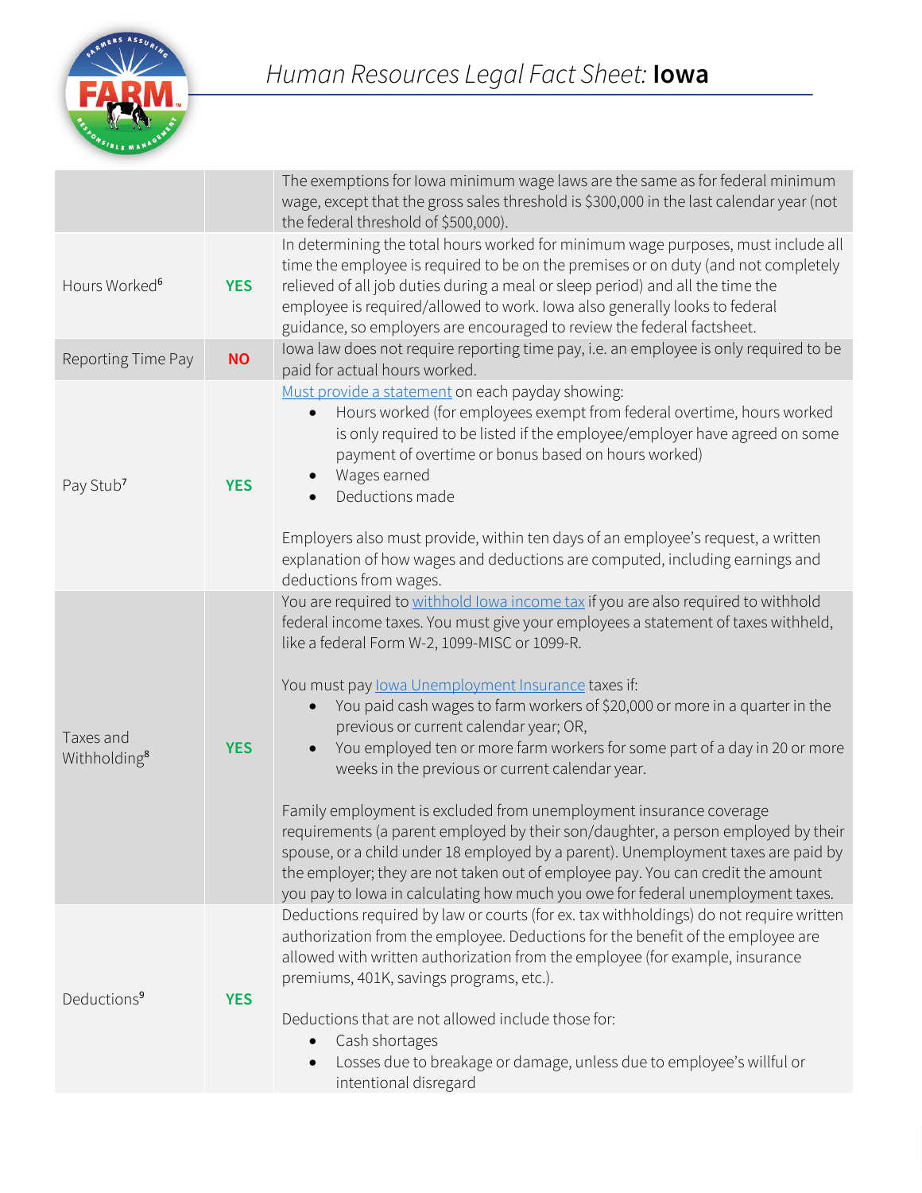# Human Resources Legal Fact Sheet: Iowa

| | | |
|---|---|---|
| | | The exemptions for Iowa minimum wage laws are the same as for federal minimum wage, except that the gross sales threshold is $300,000 in the last calendar year (not the federal threshold of $500,000). |
| Hours Worked[6] | YES | In determining the total hours worked for minimum wage purposes, must include all time the employee is required to be on the premises or on duty (and not completely relieved of all job duties during a meal or sleep period) and all the time the employee is required/allowed to work. Iowa also generally looks to federal guidance, so employers are encouraged to review the federal factsheet. |
| Reporting Time Pay | NO | Iowa law does not require reporting time pay, i.e. an employee is only required to be paid for actual hours worked. |
| Pay Stub[7] | YES | Must provide a statement on each payday showing:<br>• Hours worked (for employees exempt from federal overtime, hours worked is only required to be listed if the employee/employer have agreed on some payment of overtime or bonus based on hours worked)<br>• Wages earned<br>• Deductions made<br><br>Employers also must provide, within ten days of an employee's request, a written explanation of how wages and deductions are computed, including earnings and deductions from wages. |
| Taxes and Withholding[8] | YES | You are required to withhold Iowa income tax if you are also required to withhold federal income taxes. You must give your employees a statement of taxes withheld, like a federal Form W-2, 1099-MISC or 1099-R.<br><br>You must pay Iowa Unemployment Insurance taxes if:<br>• You paid cash wages to farm workers of $20,000 or more in a quarter in the previous or current calendar year; OR,<br>• You employed ten or more farm workers for some part of a day in 20 or more weeks in the previous or current calendar year.<br><br>Family employment is excluded from unemployment insurance coverage requirements (a parent employed by their son/daughter, a person employed by their spouse, or a child under 18 employed by a parent). Unemployment taxes are paid by the employer; they are not taken out of employee pay. You can credit the amount you pay to Iowa in calculating how much you owe for federal unemployment taxes. |
| Deductions[9] | YES | Deductions required by law or courts (for ex. tax withholdings) do not require written authorization from the employee. Deductions for the benefit of the employee are allowed with written authorization from the employee (for example, insurance premiums, 401K, savings programs, etc.).<br><br>Deductions that are not allowed include those for:<br>• Cash shortages<br>• Losses due to breakage or damage, unless due to employee's willful or intentional disregard |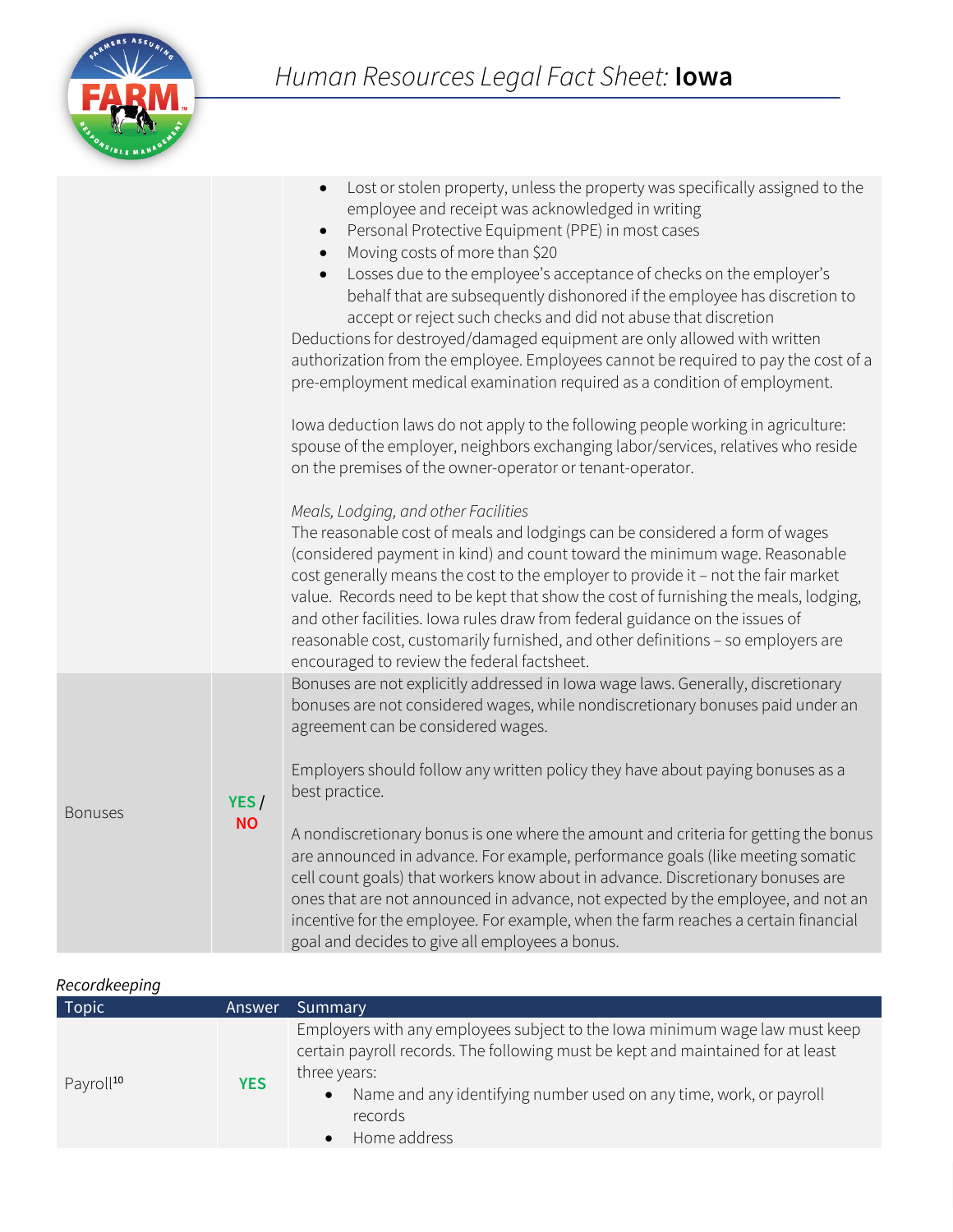| | | |
|---|---|---|
| | | • Lost or stolen property, unless the property was specifically assigned to the employee and receipt was acknowledged in writing<br>• Personal Protective Equipment (PPE) in most cases<br>• Moving costs of more than $20<br>• Losses due to the employee's acceptance of checks on the employer's behalf that are subsequently dishonored if the employee has discretion to accept or reject such checks and did not abuse that discretion<br>Deductions for destroyed/damaged equipment are only allowed with written authorization from the employee. Employees cannot be required to pay the cost of a pre-employment medical examination required as a condition of employment.<br><br>Iowa deduction laws do not apply to the following people working in agriculture: spouse of the employer, neighbors exchanging labor/services, relatives who reside on the premises of the owner-operator or tenant-operator.<br><br>*Meals, Lodging, and other Facilities*<br>The reasonable cost of meals and lodgings can be considered a form of wages (considered payment in kind) and count toward the minimum wage. Reasonable cost generally means the cost to the employer to provide it – not the fair market value. Records need to be kept that show the cost of furnishing the meals, lodging, and other facilities. Iowa rules draw from federal guidance on the issues of reasonable cost, customarily furnished, and other definitions – so employers are encouraged to review the federal factsheet. |
| Bonuses | **YES** / **NO** | Bonuses are not explicitly addressed in Iowa wage laws. Generally, discretionary bonuses are not considered wages, while nondiscretionary bonuses paid under an agreement can be considered wages.<br><br>Employers should follow any written policy they have about paying bonuses as a best practice.<br><br>A nondiscretionary bonus is one where the amount and criteria for getting the bonus are announced in advance. For example, performance goals (like meeting somatic cell count goals) that workers know about in advance. Discretionary bonuses are ones that are not announced in advance, not expected by the employee, and not an incentive for the employee. For example, when the farm reaches a certain financial goal and decides to give all employees a bonus. |

*Recordkeeping*

| Topic | Answer | Summary |
|---|---|---|
| Payroll[10] | **YES** | Employers with any employees subject to the Iowa minimum wage law must keep certain payroll records. The following must be kept and maintained for at least three years:<br>• Name and any identifying number used on any time, work, or payroll records<br>• Home address |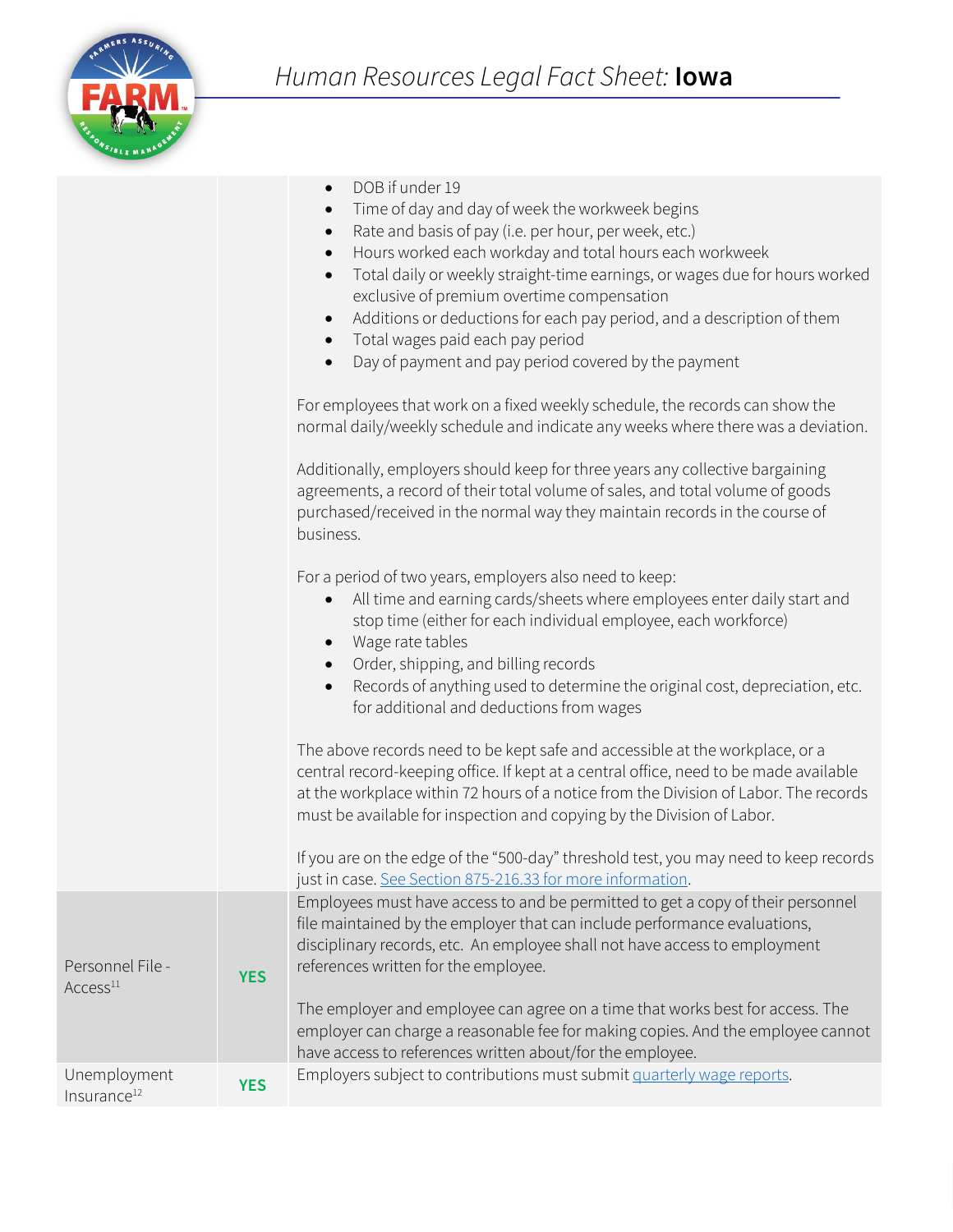# Human Resources Legal Fact Sheet: **Iowa**

| | | |
|---|---|---|
| | | • DOB if under 19<br>• Time of day and day of week the workweek begins<br>• Rate and basis of pay (i.e. per hour, per week, etc.)<br>• Hours worked each workday and total hours each workweek<br>• Total daily or weekly straight-time earnings, or wages due for hours worked exclusive of premium overtime compensation<br>• Additions or deductions for each pay period, and a description of them<br>• Total wages paid each pay period<br>• Day of payment and pay period covered by the payment<br><br>For employees that work on a fixed weekly schedule, the records can show the normal daily/weekly schedule and indicate any weeks where there was a deviation.<br><br>Additionally, employers should keep for three years any collective bargaining agreements, a record of their total volume of sales, and total volume of goods purchased/received in the normal way they maintain records in the course of business.<br><br>For a period of two years, employers also need to keep:<br>• All time and earning cards/sheets where employees enter daily start and stop time (either for each individual employee, each workforce)<br>• Wage rate tables<br>• Order, shipping, and billing records<br>• Records of anything used to determine the original cost, depreciation, etc. for additional and deductions from wages<br><br>The above records need to be kept safe and accessible at the workplace, or a central record-keeping office. If kept at a central office, need to be made available at the workplace within 72 hours of a notice from the Division of Labor. The records must be available for inspection and copying by the Division of Labor.<br><br>If you are on the edge of the "500-day" threshold test, you may need to keep records just in case. [See Section 875-216.33 for more information]. |
| Personnel File - Access[11] | **YES** | Employees must have access to and be permitted to get a copy of their personnel file maintained by the employer that can include performance evaluations, disciplinary records, etc. An employee shall not have access to employment references written for the employee.<br><br>The employer and employee can agree on a time that works best for access. The employer can charge a reasonable fee for making copies. And the employee cannot have access to references written about/for the employee. |
| Unemployment Insurance[12] | **YES** | Employers subject to contributions must submit [quarterly wage reports]. |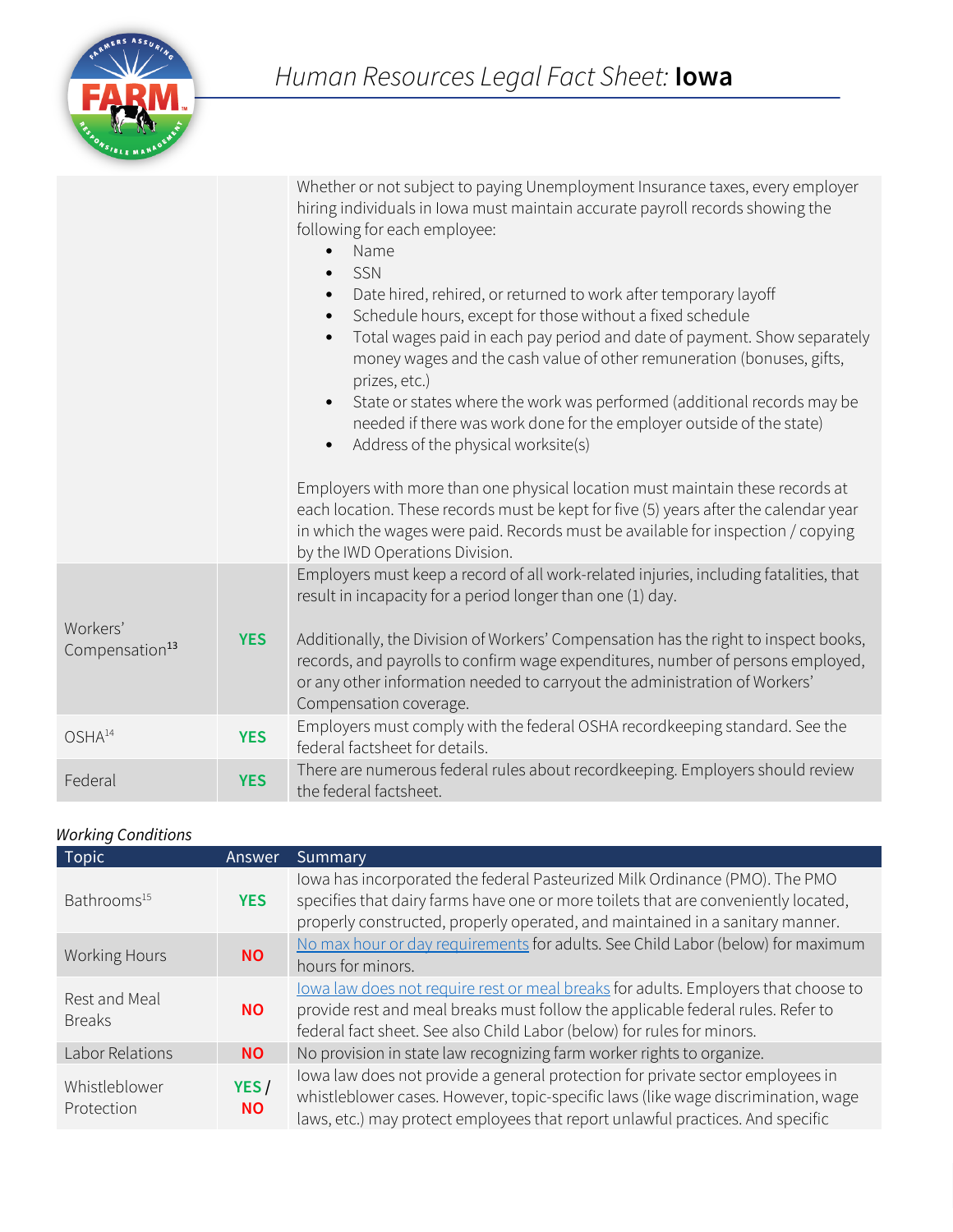| | | |
|---|---|---|
| | | Whether or not subject to paying Unemployment Insurance taxes, every employer hiring individuals in Iowa must maintain accurate payroll records showing the following for each employee:<br>• Name<br>• SSN<br>• Date hired, rehired, or returned to work after temporary layoff<br>• Schedule hours, except for those without a fixed schedule<br>• Total wages paid in each pay period and date of payment. Show separately money wages and the cash value of other remuneration (bonuses, gifts, prizes, etc.)<br>• State or states where the work was performed (additional records may be needed if there was work done for the employer outside of the state)<br>• Address of the physical worksite(s)<br><br>Employers with more than one physical location must maintain these records at each location. These records must be kept for five (5) years after the calendar year in which the wages were paid. Records must be available for inspection / copying by the IWD Operations Division. |
| Workers' Compensation[13] | **YES** | Employers must keep a record of all work-related injuries, including fatalities, that result in incapacity for a period longer than one (1) day.<br><br>Additionally, the Division of Workers' Compensation has the right to inspect books, records, and payrolls to confirm wage expenditures, number of persons employed, or any other information needed to carryout the administration of Workers' Compensation coverage. |
| OSHA[14] | **YES** | Employers must comply with the federal OSHA recordkeeping standard. See the federal factsheet for details. |
| Federal | **YES** | There are numerous federal rules about recordkeeping. Employers should review the federal factsheet. |

*Working Conditions*

| Topic | Answer | Summary |
|---|---|---|
| Bathrooms[15] | **YES** | Iowa has incorporated the federal Pasteurized Milk Ordinance (PMO). The PMO specifies that dairy farms have one or more toilets that are conveniently located, properly constructed, properly operated, and maintained in a sanitary manner. |
| Working Hours | **NO** | No max hour or day requirements for adults. See Child Labor (below) for maximum hours for minors. |
| Rest and Meal Breaks | **NO** | Iowa law does not require rest or meal breaks for adults. Employers that choose to provide rest and meal breaks must follow the applicable federal rules. Refer to federal fact sheet. See also Child Labor (below) for rules for minors. |
| Labor Relations | **NO** | No provision in state law recognizing farm worker rights to organize. |
| Whistleblower Protection | **YES / NO** | Iowa law does not provide a general protection for private sector employees in whistleblower cases. However, topic-specific laws (like wage discrimination, wage laws, etc.) may protect employees that report unlawful practices. And specific |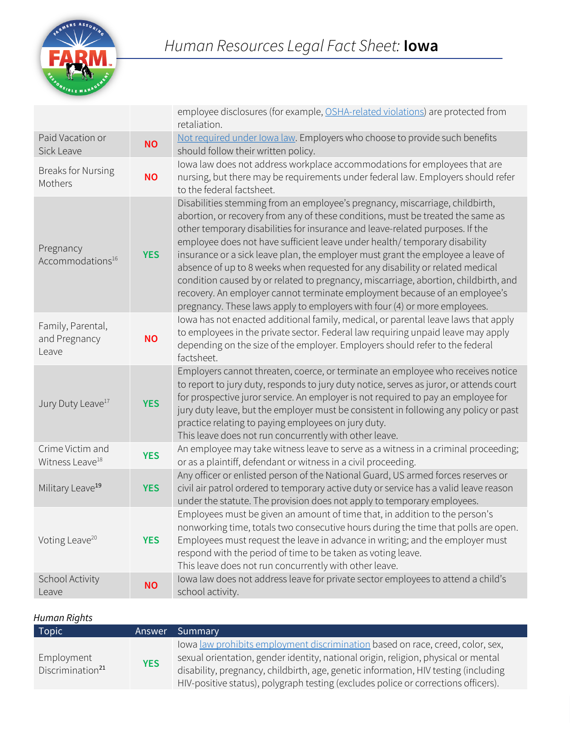| | | |
|---|---|---|
| | | employee disclosures (for example, [OSHA-related violations]) are protected from retaliation. |
| Paid Vacation or Sick Leave | NO | [Not required under Iowa law]. Employers who choose to provide such benefits should follow their written policy. |
| Breaks for Nursing Mothers | NO | Iowa law does not address workplace accommodations for employees that are nursing, but there may be requirements under federal law. Employers should refer to the federal factsheet. |
| Pregnancy Accommodations[16] | YES | Disabilities stemming from an employee's pregnancy, miscarriage, childbirth, abortion, or recovery from any of these conditions, must be treated the same as other temporary disabilities for insurance and leave-related purposes. If the employee does not have sufficient leave under health/ temporary disability insurance or a sick leave plan, the employer must grant the employee a leave of absence of up to 8 weeks when requested for any disability or related medical condition caused by or related to pregnancy, miscarriage, abortion, childbirth, and recovery. An employer cannot terminate employment because of an employee's pregnancy. These laws apply to employers with four (4) or more employees. |
| Family, Parental, and Pregnancy Leave | NO | Iowa has not enacted additional family, medical, or parental leave laws that apply to employees in the private sector. Federal law requiring unpaid leave may apply depending on the size of the employer. Employers should refer to the federal factsheet. |
| Jury Duty Leave[17] | YES | Employers cannot threaten, coerce, or terminate an employee who receives notice to report to jury duty, responds to jury duty notice, serves as juror, or attends court for prospective juror service. An employer is not required to pay an employee for jury duty leave, but the employer must be consistent in following any policy or past practice relating to paying employees on jury duty.<br>This leave does not run concurrently with other leave. |
| Crime Victim and Witness Leave[18] | YES | An employee may take witness leave to serve as a witness in a criminal proceeding; or as a plaintiff, defendant or witness in a civil proceeding. |
| Military Leave[19] | YES | Any officer or enlisted person of the National Guard, US armed forces reserves or civil air patrol ordered to temporary active duty or service has a valid leave reason under the statute. The provision does not apply to temporary employees. |
| Voting Leave[20] | YES | Employees must be given an amount of time that, in addition to the person's nonworking time, totals two consecutive hours during the time that polls are open. Employees must request the leave in advance in writing; and the employer must respond with the period of time to be taken as voting leave.<br>This leave does not run concurrently with other leave. |
| School Activity Leave | NO | Iowa law does not address leave for private sector employees to attend a child's school activity. |

*Human Rights*

| Topic | Answer | Summary |
|---|---|---|
| Employment Discrimination[21] | YES | Iowa [law prohibits employment discrimination] based on race, creed, color, sex, sexual orientation, gender identity, national origin, religion, physical or mental disability, pregnancy, childbirth, age, genetic information, HIV testing (including HIV-positive status), polygraph testing (excludes police or corrections officers). |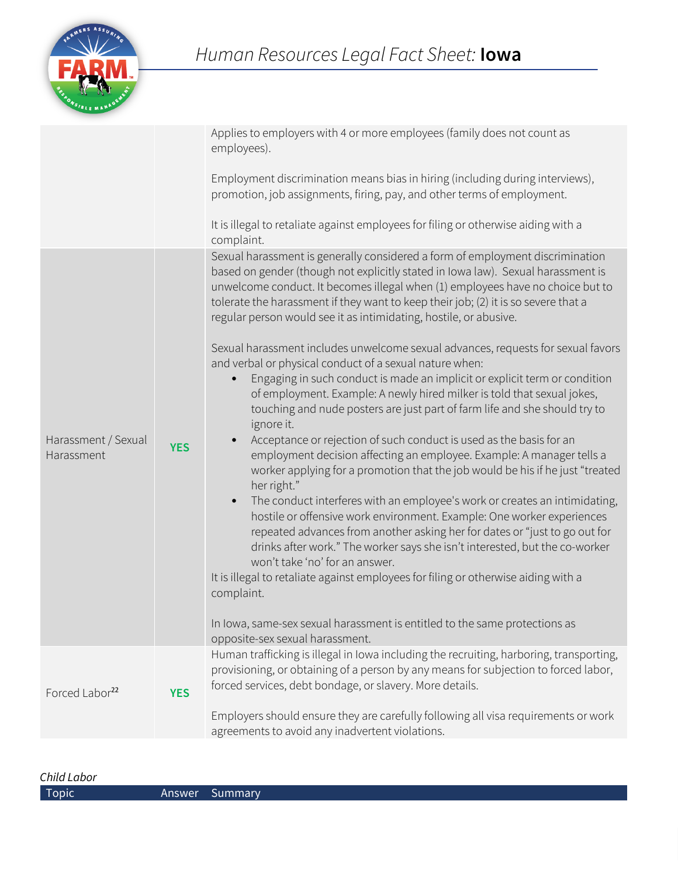| | | |
|---|---|---|
| | | Applies to employers with 4 or more employees (family does not count as employees).<br><br>Employment discrimination means bias in hiring (including during interviews), promotion, job assignments, firing, pay, and other terms of employment.<br><br>It is illegal to retaliate against employees for filing or otherwise aiding with a complaint. |
| Harassment / Sexual Harassment | **YES** | Sexual harassment is generally considered a form of employment discrimination based on gender (though not explicitly stated in Iowa law). Sexual harassment is unwelcome conduct. It becomes illegal when (1) employees have no choice but to tolerate the harassment if they want to keep their job; (2) it is so severe that a regular person would see it as intimidating, hostile, or abusive.<br><br>Sexual harassment includes unwelcome sexual advances, requests for sexual favors and verbal or physical conduct of a sexual nature when:<br>• Engaging in such conduct is made an implicit or explicit term or condition of employment. Example: A newly hired milker is told that sexual jokes, touching and nude posters are just part of farm life and she should try to ignore it.<br>• Acceptance or rejection of such conduct is used as the basis for an employment decision affecting an employee. Example: A manager tells a worker applying for a promotion that the job would be his if he just "treated her right."<br>• The conduct interferes with an employee's work or creates an intimidating, hostile or offensive work environment. Example: One worker experiences repeated advances from another asking her for dates or "just to go out for drinks after work." The worker says she isn't interested, but the co-worker won't take 'no' for an answer.<br><br>It is illegal to retaliate against employees for filing or otherwise aiding with a complaint.<br><br>In Iowa, same-sex sexual harassment is entitled to the same protections as opposite-sex sexual harassment. |
| Forced Labor[22] | **YES** | Human trafficking is illegal in Iowa including the recruiting, harboring, transporting, provisioning, or obtaining of a person by any means for subjection to forced labor, forced services, debt bondage, or slavery. More details.<br><br>Employers should ensure they are carefully following all visa requirements or work agreements to avoid any inadvertent violations. |

*Child Labor*

| Topic | Answer | Summary |
|---|---|---|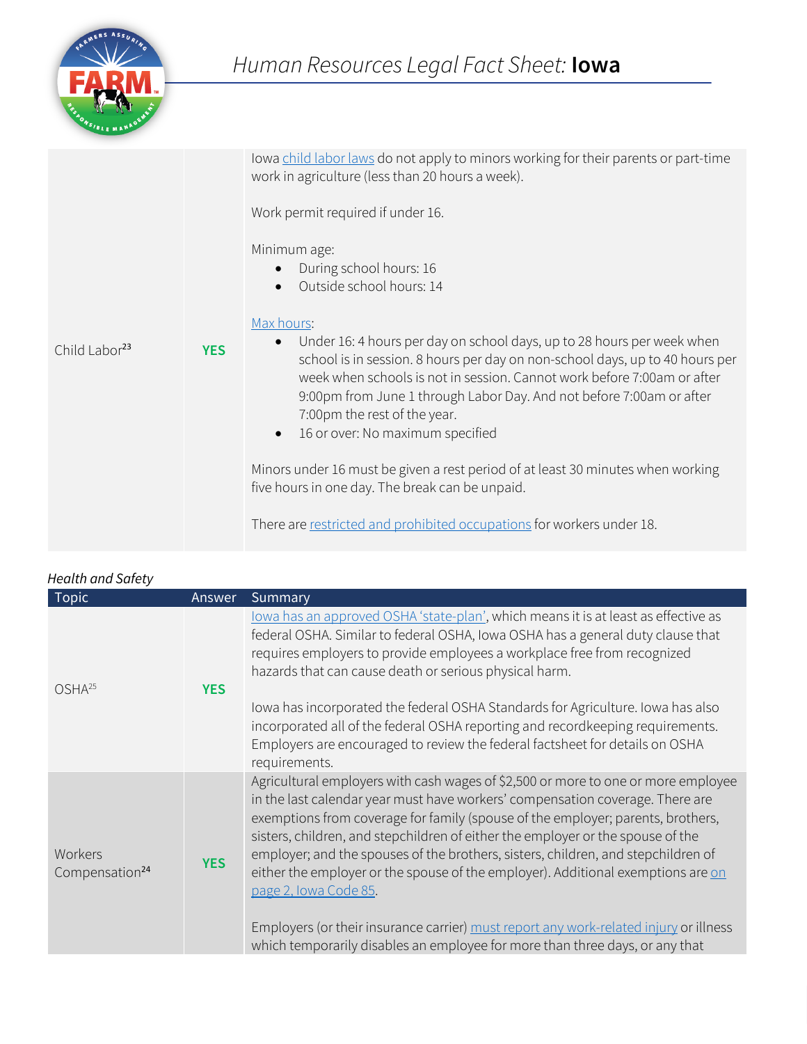# Human Resources Legal Fact Sheet: **Iowa**

| Topic | Answer | Summary |
|---|---|---|
| Child Labor[23] | **YES** | Iowa child labor laws do not apply to minors working for their parents or part-time work in agriculture (less than 20 hours a week).<br><br>Work permit required if under 16.<br><br>Minimum age:<br>• During school hours: 16<br>• Outside school hours: 14<br><br>Max hours:<br>• Under 16: 4 hours per day on school days, up to 28 hours per week when school is in session. 8 hours per day on non-school days, up to 40 hours per week when schools is not in session. Cannot work before 7:00am or after 9:00pm from June 1 through Labor Day. And not before 7:00am or after 7:00pm the rest of the year.<br>• 16 or over: No maximum specified<br><br>Minors under 16 must be given a rest period of at least 30 minutes when working five hours in one day. The break can be unpaid.<br><br>There are restricted and prohibited occupations for workers under 18. |

*Health and Safety*

| Topic | Answer | Summary |
|---|---|---|
| OSHA[25] | **YES** | Iowa has an approved OSHA 'state-plan', which means it is at least as effective as federal OSHA. Similar to federal OSHA, Iowa OSHA has a general duty clause that requires employers to provide employees a workplace free from recognized hazards that can cause death or serious physical harm.<br><br>Iowa has incorporated the federal OSHA Standards for Agriculture. Iowa has also incorporated all of the federal OSHA reporting and recordkeeping requirements. Employers are encouraged to review the federal factsheet for details on OSHA requirements. |
| Workers Compensation[24] | **YES** | Agricultural employers with cash wages of $2,500 or more to one or more employee in the last calendar year must have workers' compensation coverage. There are exemptions from coverage for family (spouse of the employer; parents, brothers, sisters, children, and stepchildren of either the employer or the spouse of the employer; and the spouses of the brothers, sisters, children, and stepchildren of either the employer or the spouse of the employer). Additional exemptions are on page 2, Iowa Code 85.<br><br>Employers (or their insurance carrier) must report any work-related injury or illness which temporarily disables an employee for more than three days, or any that |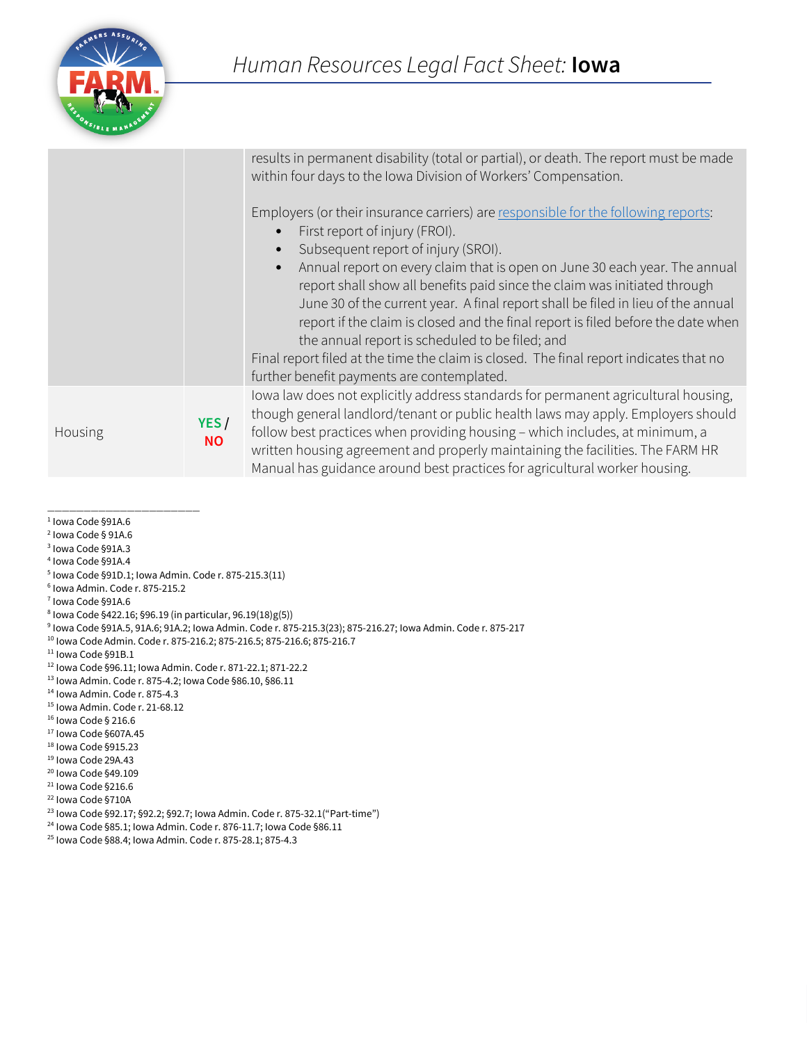| | | |
|---|---|---|
| | | results in permanent disability (total or partial), or death. The report must be made within four days to the Iowa Division of Workers' Compensation.<br><br>Employers (or their insurance carriers) are responsible for the following reports:<br>• First report of injury (FROI).<br>• Subsequent report of injury (SROI).<br>• Annual report on every claim that is open on June 30 each year. The annual report shall show all benefits paid since the claim was initiated through June 30 of the current year. A final report shall be filed in lieu of the annual report if the claim is closed and the final report is filed before the date when the annual report is scheduled to be filed; and<br>Final report filed at the time the claim is closed. The final report indicates that no further benefit payments are contemplated. |
| Housing | **YES / NO** | Iowa law does not explicitly address standards for permanent agricultural housing, though general landlord/tenant or public health laws may apply. Employers should follow best practices when providing housing – which includes, at minimum, a written housing agreement and properly maintaining the facilities. The FARM HR Manual has guidance around best practices for agricultural worker housing. |

---

[1] Iowa Code §91A.6
[2] Iowa Code § 91A.6
[3] Iowa Code §91A.3
[4] Iowa Code §91A.4
[5] Iowa Code §91D.1; Iowa Admin. Code r. 875-215.3(11)
[6] Iowa Admin. Code r. 875-215.2
[7] Iowa Code §91A.6
[8] Iowa Code §422.16; §96.19 (in particular, 96.19(18)g(5))
[9] Iowa Code §91A.5, 91A.6; 91A.2; Iowa Admin. Code r. 875-215.3(23); 875-216.27; Iowa Admin. Code r. 875-217
[10] Iowa Code Admin. Code r. 875-216.2; 875-216.5; 875-216.6; 875-216.7
[11] Iowa Code §91B.1
[12] Iowa Code §96.11; Iowa Admin. Code r. 871-22.1; 871-22.2
[13] Iowa Admin. Code r. 875-4.2; Iowa Code §86.10, §86.11
[14] Iowa Admin. Code r. 875-4.3
[15] Iowa Admin. Code r. 21-68.12
[16] Iowa Code § 216.6
[17] Iowa Code §607A.45
[18] Iowa Code §915.23
[19] Iowa Code 29A.43
[20] Iowa Code §49.109
[21] Iowa Code §216.6
[22] Iowa Code §710A
[23] Iowa Code §92.17; §92.2; §92.7; Iowa Admin. Code r. 875-32.1("Part-time")
[24] Iowa Code §85.1; Iowa Admin. Code r. 876-11.7; Iowa Code §86.11
[25] Iowa Code §88.4; Iowa Admin. Code r. 875-28.1; 875-4.3